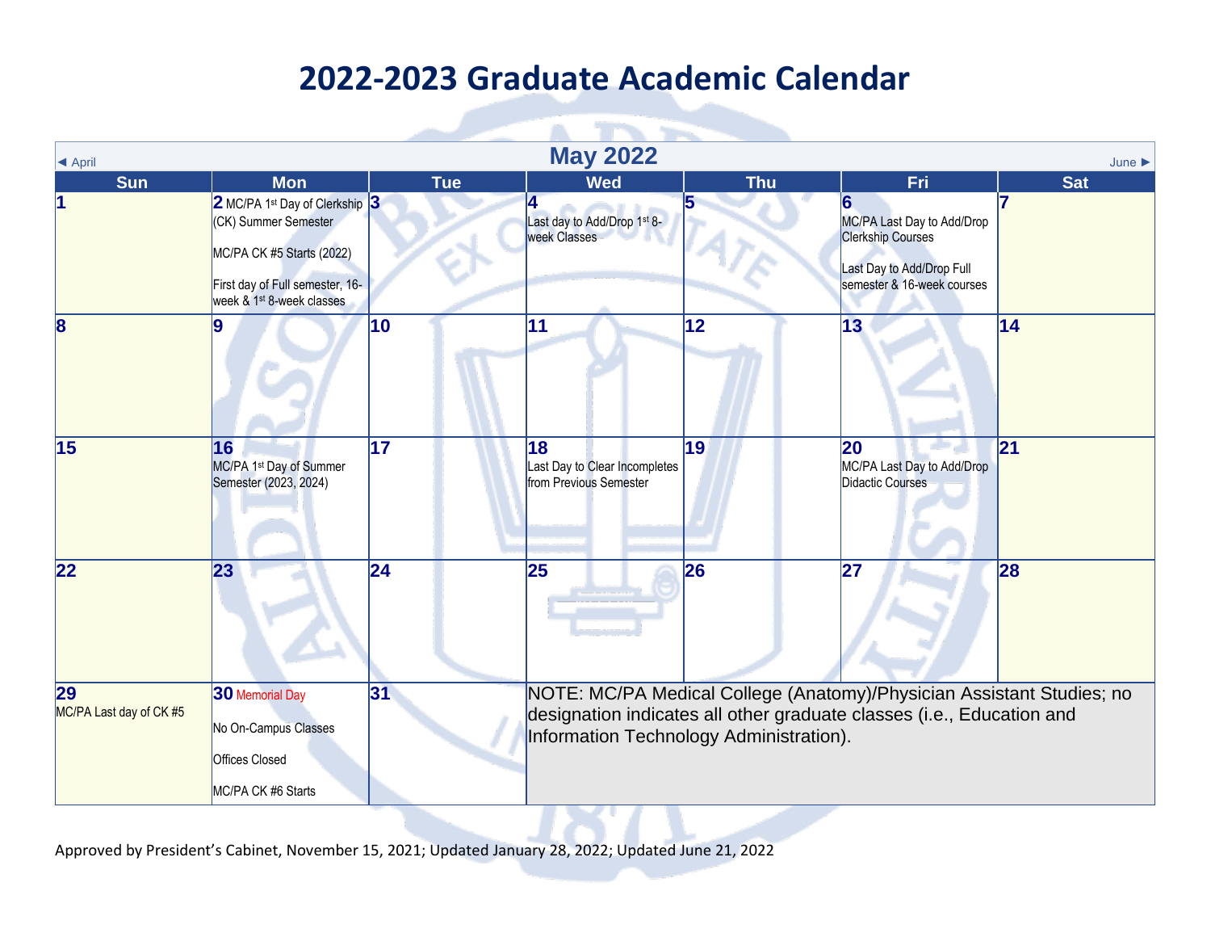# 2022-2023 Graduate Academic Calendar

## May 2022

◄ April | June ►

| Sun | Mon | Tue | Wed | Thu | Fri | Sat |
|---|---|---|---|---|---|---|
| **1** | **2** MC/PA 1st Day of Clerkship (CK) Summer Semester<br><br>MC/PA CK #5 Starts (2022)<br><br>First day of Full semester, 16-week & 1st 8-week classes | **3** | **4**<br>Last day to Add/Drop 1st 8-week Classes | **5** | **6**<br>MC/PA Last Day to Add/Drop Clerkship Courses<br><br>Last Day to Add/Drop Full semester & 16-week courses | **7** |
| **8** | **9** | **10** | **11** | **12** | **13** | **14** |
| **15** | **16**<br>MC/PA 1st Day of Summer Semester (2023, 2024) | **17** | **18**<br>Last Day to Clear Incompletes from Previous Semester | **19** | **20**<br>MC/PA Last Day to Add/Drop Didactic Courses | **21** |
| **22** | **23** | **24** | **25** | **26** | **27** | **28** |
| **29**<br>MC/PA Last day of CK #5 | **30** Memorial Day<br><br>No On-Campus Classes<br><br>Offices Closed<br><br>MC/PA CK #6 Starts | **31** | NOTE: MC/PA Medical College (Anatomy)/Physician Assistant Studies; no designation indicates all other graduate classes (i.e., Education and Information Technology Administration). | | | |

Approved by President's Cabinet, November 15, 2021; Updated January 28, 2022; Updated June 21, 2022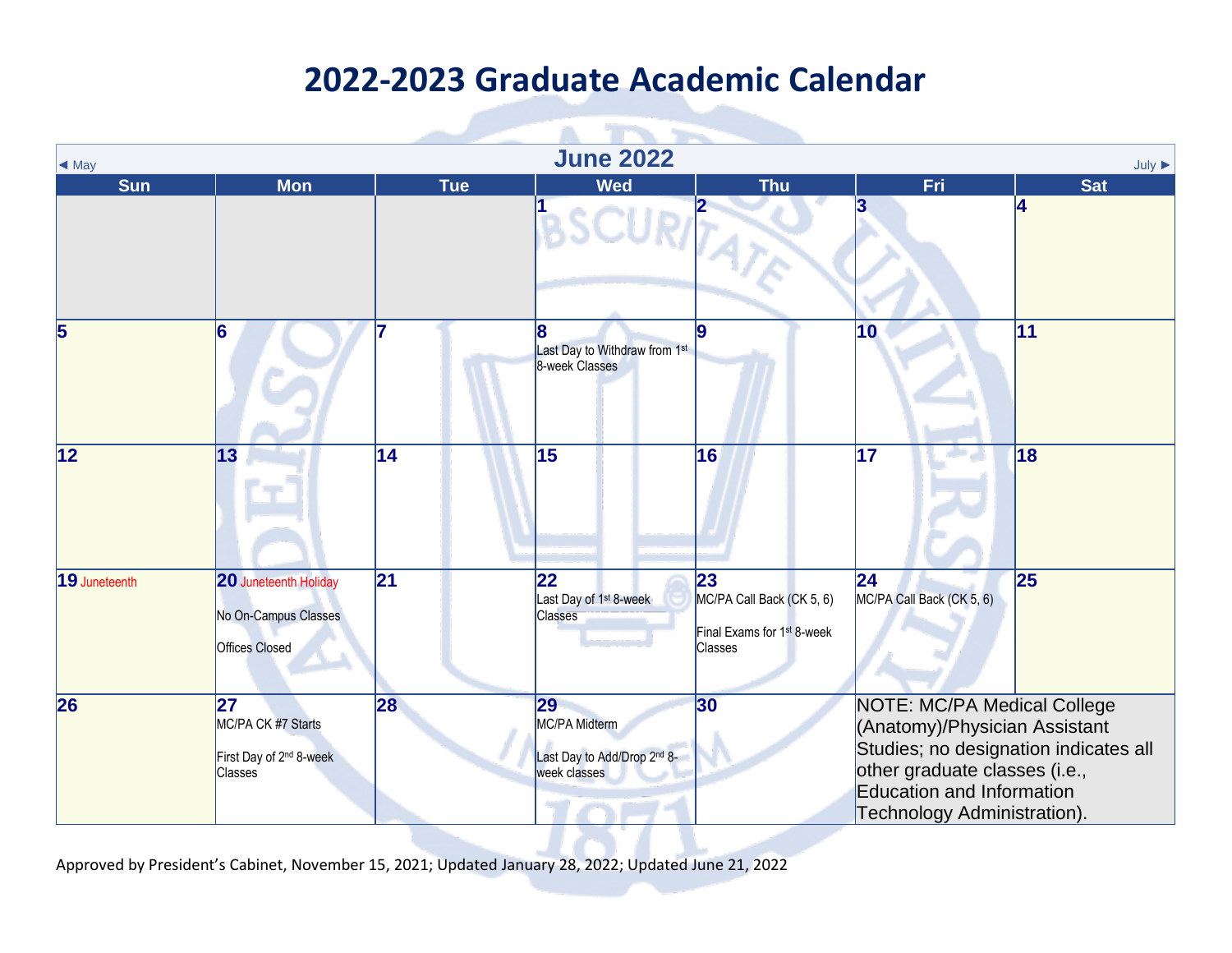# 2022-2023 Graduate Academic Calendar

## June 2022

◄ May | July ►

| Sun | Mon | Tue | Wed | Thu | Fri | Sat |
|---|---|---|---|---|---|---|
| | | | 1 | 2 | 3 | 4 |
| 5 | 6 | 7 | 8 Last Day to Withdraw from 1st 8-week Classes | 9 | 10 | 11 |
| 12 | 13 | 14 | 15 | 16 | 17 | 18 |
| 19 Juneteenth | 20 Juneteenth Holiday<br>No On-Campus Classes<br>Offices Closed | 21 | 22 Last Day of 1st 8-week Classes | 23 MC/PA Call Back (CK 5, 6)<br>Final Exams for 1st 8-week Classes | 24 MC/PA Call Back (CK 5, 6) | 25 |
| 26 | 27 MC/PA CK #7 Starts<br>First Day of 2nd 8-week Classes | 28 | 29 MC/PA Midterm<br>Last Day to Add/Drop 2nd 8-week classes | 30 | NOTE: MC/PA Medical College (Anatomy)/Physician Assistant Studies; no designation indicates all other graduate classes (i.e., Education and Information Technology Administration). | |

Approved by President's Cabinet, November 15, 2021; Updated January 28, 2022; Updated June 21, 2022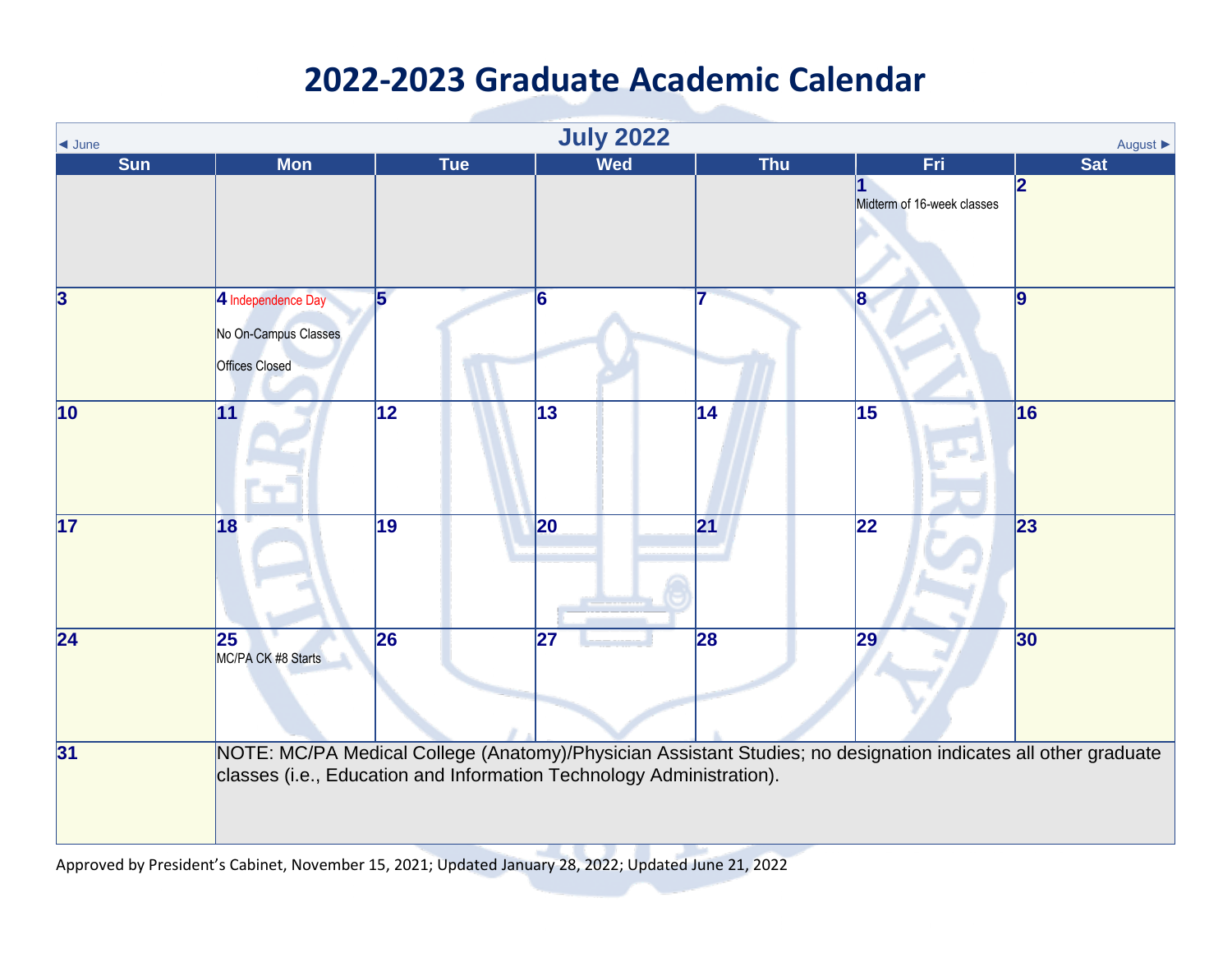# 2022-2023 Graduate Academic Calendar

◄ June | **July 2022** | August ►

| Sun | Mon | Tue | Wed | Thu | Fri | Sat |
|---|---|---|---|---|---|---|
| | | | | | **1** Midterm of 16-week classes | **2** |
| **3** | **4** Independence Day<br>No On-Campus Classes<br>Offices Closed | **5** | **6** | **7** | **8** | **9** |
| **10** | **11** | **12** | **13** | **14** | **15** | **16** |
| **17** | **18** | **19** | **20** | **21** | **22** | **23** |
| **24** | **25** MC/PA CK #8 Starts | **26** | **27** | **28** | **29** | **30** |
| **31** | NOTE: MC/PA Medical College (Anatomy)/Physician Assistant Studies; no designation indicates all other graduate classes (i.e., Education and Information Technology Administration). | | | | | |

Approved by President's Cabinet, November 15, 2021; Updated January 28, 2022; Updated June 21, 2022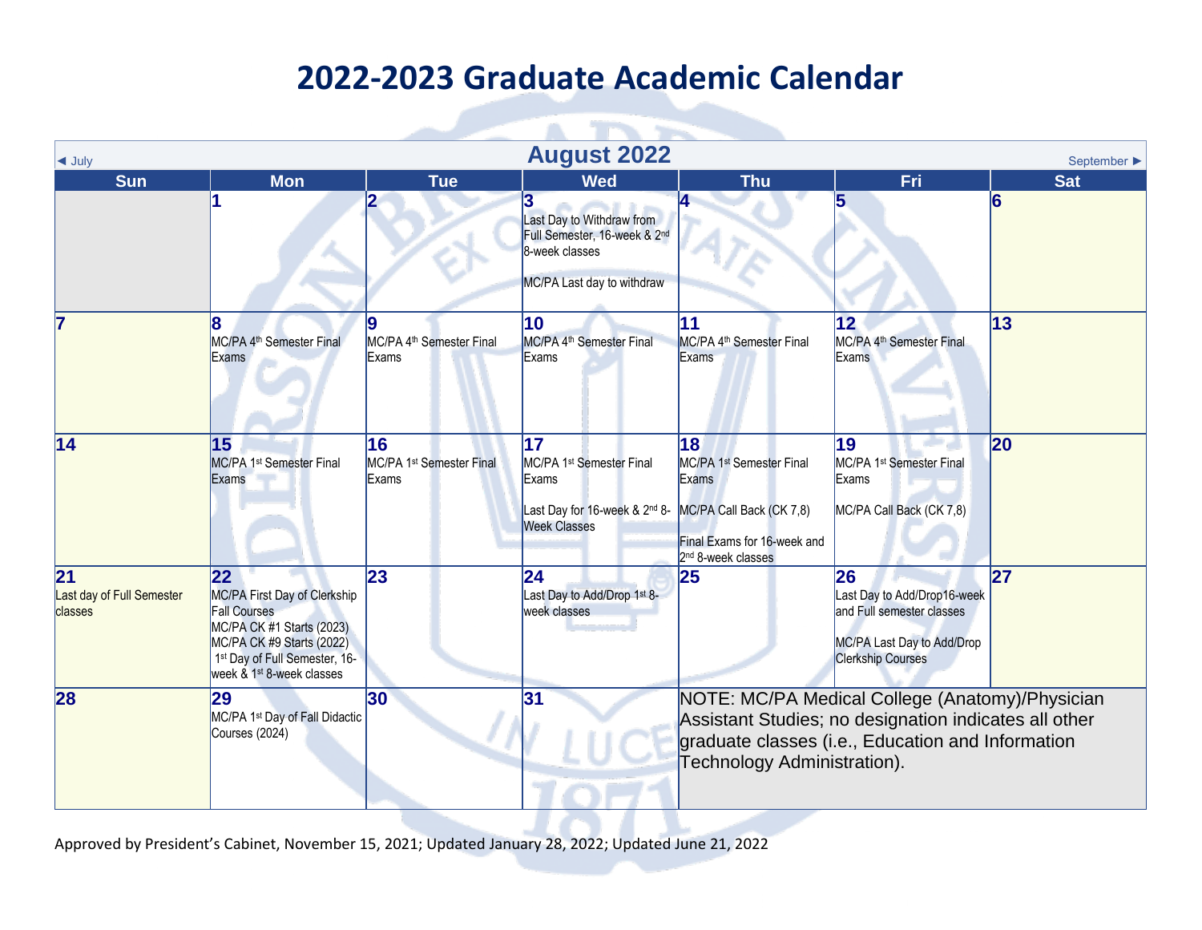# 2022-2023 Graduate Academic Calendar

◄ July | **August 2022** | September ►

| Sun | Mon | Tue | Wed | Thu | Fri | Sat |
|---|---|---|---|---|---|---|
| | **1** | **2** | **3** Last Day to Withdraw from Full Semester, 16-week & 2nd 8-week classes<br><br>MC/PA Last day to withdraw | **4** | **5** | **6** |
| **7** | **8** MC/PA 4th Semester Final Exams | **9** MC/PA 4th Semester Final Exams | **10** MC/PA 4th Semester Final Exams | **11** MC/PA 4th Semester Final Exams | **12** MC/PA 4th Semester Final Exams | **13** |
| **14** | **15** MC/PA 1st Semester Final Exams | **16** MC/PA 1st Semester Final Exams | **17** MC/PA 1st Semester Final Exams<br><br>Last Day for 16-week & 2nd 8-Week Classes | **18** MC/PA 1st Semester Final Exams<br><br>MC/PA Call Back (CK 7,8)<br><br>Final Exams for 16-week and 2nd 8-week classes | **19** MC/PA 1st Semester Final Exams<br><br>MC/PA Call Back (CK 7,8) | **20** |
| **21** Last day of Full Semester classes | **22** MC/PA First Day of Clerkship Fall Courses<br>MC/PA CK #1 Starts (2023)<br>MC/PA CK #9 Starts (2022)<br>1st Day of Full Semester, 16-week & 1st 8-week classes | **23** | **24** Last Day to Add/Drop 1st 8-week classes | **25** | **26** Last Day to Add/Drop16-week and Full semester classes<br><br>MC/PA Last Day to Add/Drop Clerkship Courses | **27** |
| **28** | **29** MC/PA 1st Day of Fall Didactic Courses (2024) | **30** | **31** | NOTE: MC/PA Medical College (Anatomy)/Physician Assistant Studies; no designation indicates all other graduate classes (i.e., Education and Information Technology Administration). | | |

Approved by President's Cabinet, November 15, 2021; Updated January 28, 2022; Updated June 21, 2022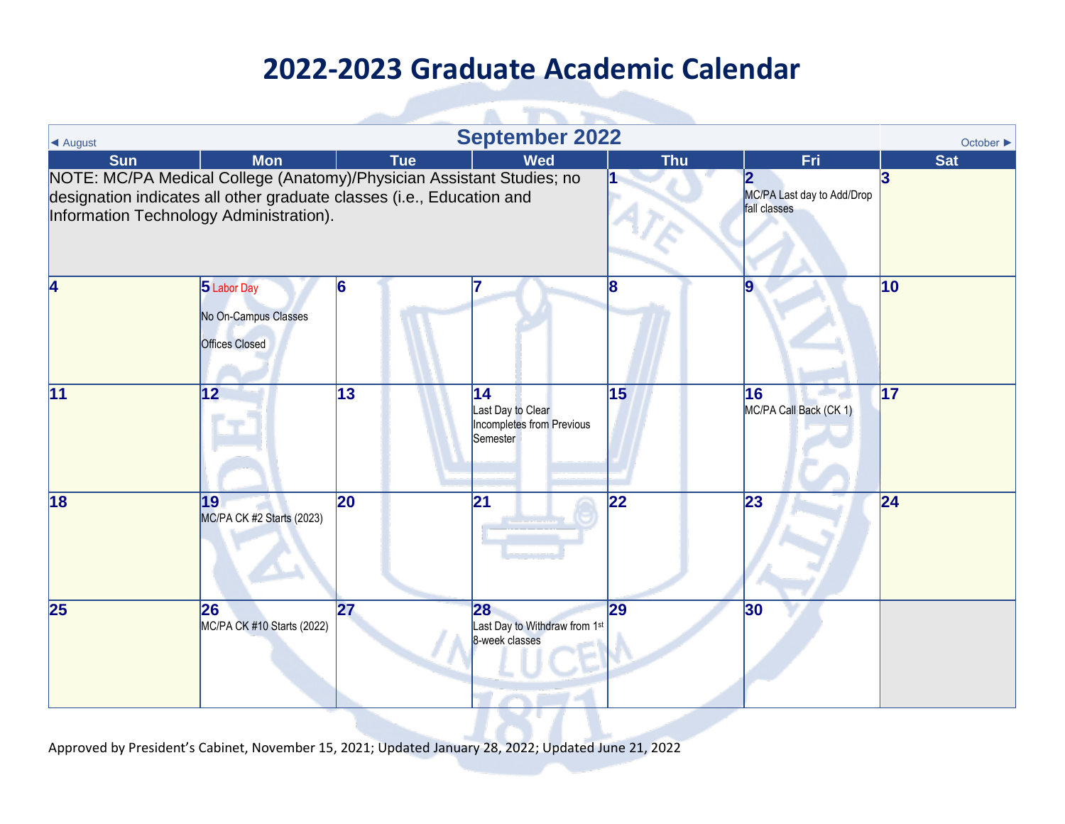# 2022-2023 Graduate Academic Calendar

## September 2022

◄ August | October ►

| Sun | Mon | Tue | Wed | Thu | Fri | Sat |
|---|---|---|---|---|---|---|
| NOTE: MC/PA Medical College (Anatomy)/Physician Assistant Studies; no designation indicates all other graduate classes (i.e., Education and Information Technology Administration). | | | | 1 | 2 MC/PA Last day to Add/Drop fall classes | 3 |
| 4 | 5 Labor Day<br>No On-Campus Classes<br>Offices Closed | 6 | 7 | 8 | 9 | 10 |
| 11 | 12 | 13 | 14 Last Day to Clear Incompletes from Previous Semester | 15 | 16 MC/PA Call Back (CK 1) | 17 |
| 18 | 19 MC/PA CK #2 Starts (2023) | 20 | 21 | 22 | 23 | 24 |
| 25 | 26 MC/PA CK #10 Starts (2022) | 27 | 28 Last Day to Withdraw from 1st 8-week classes | 29 | 30 | |

Approved by President's Cabinet, November 15, 2021; Updated January 28, 2022; Updated June 21, 2022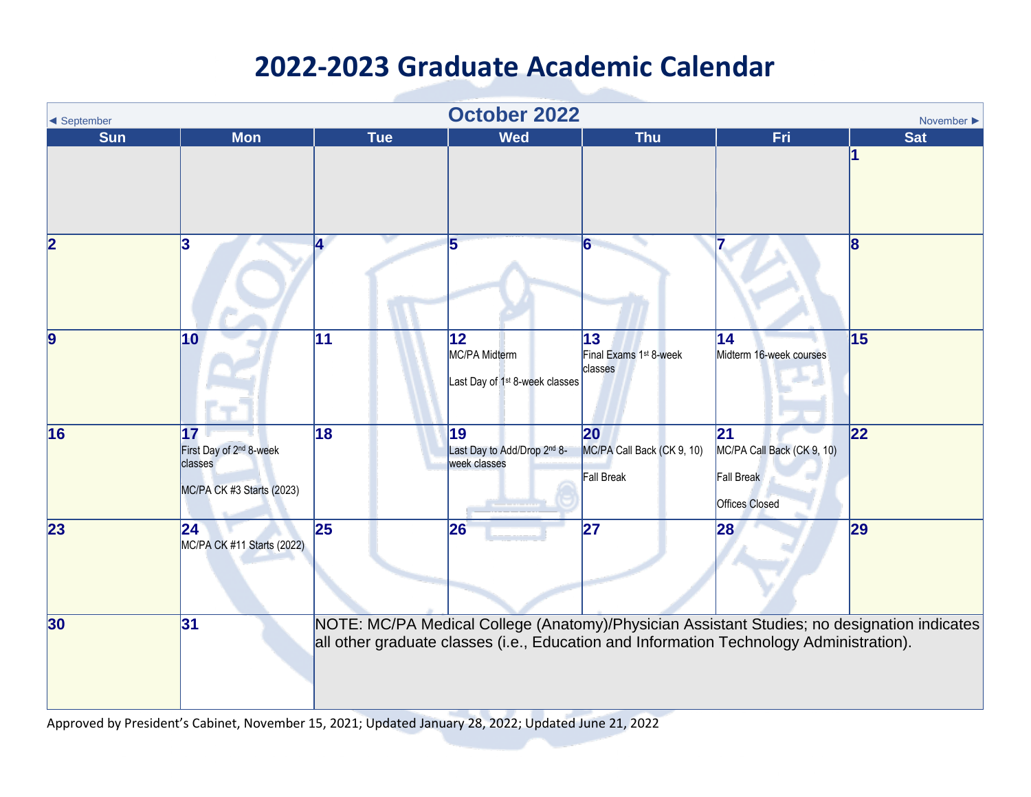# 2022-2023 Graduate Academic Calendar

◄ September | **October 2022** | November ►

| Sun | Mon | Tue | Wed | Thu | Fri | Sat |
|---|---|---|---|---|---|---|
| | | | | | | **1** |
| **2** | **3** | **4** | **5** | **6** | **7** | **8** |
| **9** | **10** | **11** | **12** MC/PA Midterm; Last Day of 1st 8-week classes | **13** Final Exams 1st 8-week classes | **14** Midterm 16-week courses | **15** |
| **16** | **17** First Day of 2nd 8-week classes; MC/PA CK #3 Starts (2023) | **18** | **19** Last Day to Add/Drop 2nd 8-week classes | **20** MC/PA Call Back (CK 9, 10); Fall Break | **21** MC/PA Call Back (CK 9, 10); Fall Break; Offices Closed | **22** |
| **23** | **24** MC/PA CK #11 Starts (2022) | **25** | **26** | **27** | **28** | **29** |
| **30** | **31** | NOTE: MC/PA Medical College (Anatomy)/Physician Assistant Studies; no designation indicates all other graduate classes (i.e., Education and Information Technology Administration). | | | | |

Approved by President's Cabinet, November 15, 2021; Updated January 28, 2022; Updated June 21, 2022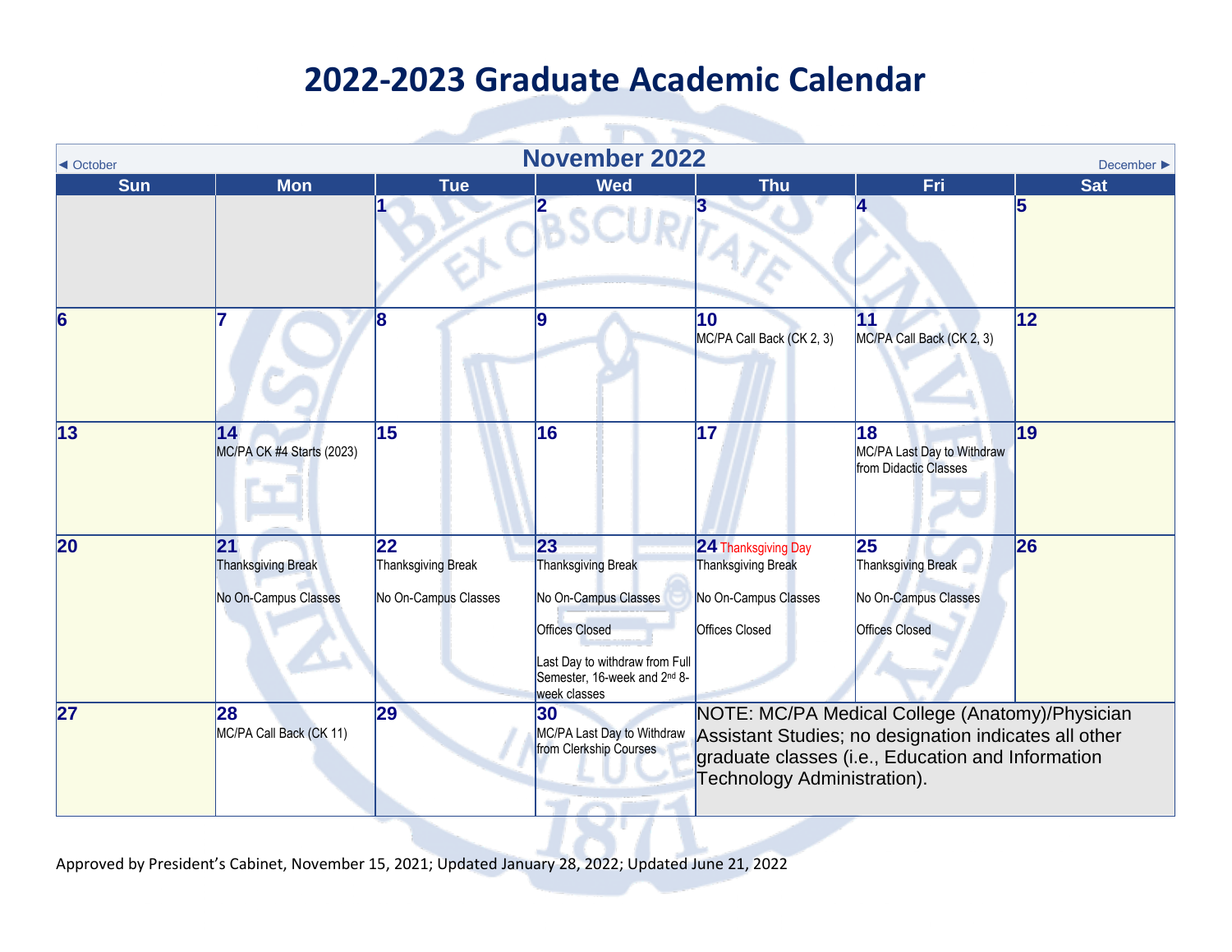# 2022-2023 Graduate Academic Calendar

## November 2022

◄ October | December ►

| Sun | Mon | Tue | Wed | Thu | Fri | Sat |
|---|---|---|---|---|---|---|
| | | 1 | 2 | 3 | 4 | 5 |
| 6 | 7 | 8 | 9 | 10<br>MC/PA Call Back (CK 2, 3) | 11<br>MC/PA Call Back (CK 2, 3) | 12 |
| 13 | 14<br>MC/PA CK #4 Starts (2023) | 15 | 16 | 17 | 18<br>MC/PA Last Day to Withdraw from Didactic Classes | 19 |
| 20 | 21<br>Thanksgiving Break<br>No On-Campus Classes | 22<br>Thanksgiving Break<br>No On-Campus Classes | 23<br>Thanksgiving Break<br>No On-Campus Classes<br>Offices Closed<br>Last Day to withdraw from Full Semester, 16-week and 2nd 8-week classes | 24 Thanksgiving Day<br>Thanksgiving Break<br>No On-Campus Classes<br>Offices Closed | 25<br>Thanksgiving Break<br>No On-Campus Classes<br>Offices Closed | 26 |
| 27 | 28<br>MC/PA Call Back (CK 11) | 29 | 30<br>MC/PA Last Day to Withdraw from Clerkship Courses | NOTE: MC/PA Medical College (Anatomy)/Physician Assistant Studies; no designation indicates all other graduate classes (i.e., Education and Information Technology Administration). | | |

Approved by President's Cabinet, November 15, 2021; Updated January 28, 2022; Updated June 21, 2022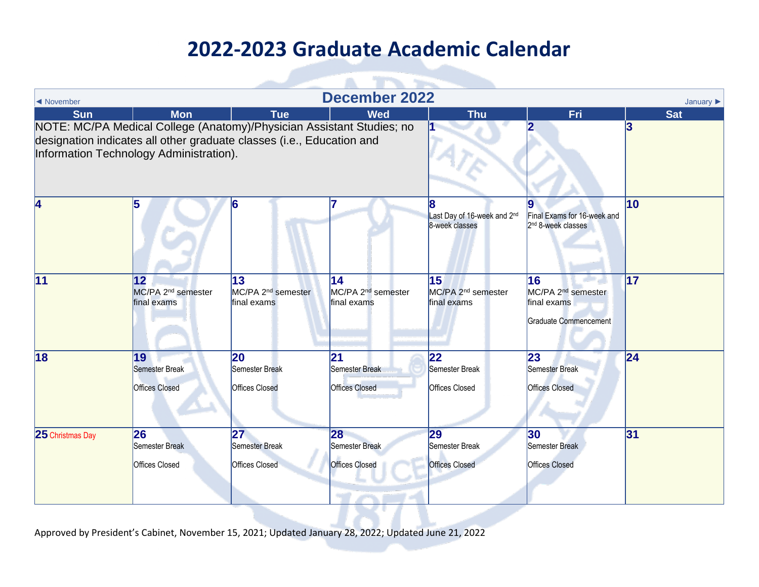# 2022-2023 Graduate Academic Calendar

◄ November | **December 2022** | January ►

| Sun | Mon | Tue | Wed | Thu | Fri | Sat |
|---|---|---|---|---|---|---|
| NOTE: MC/PA Medical College (Anatomy)/Physician Assistant Studies; no designation indicates all other graduate classes (i.e., Education and Information Technology Administration). | | | | 1 | 2 | 3 |
| 4 | 5 | 6 | 7 | 8 Last Day of 16-week and 2nd 8-week classes | 9 Final Exams for 16-week and 2nd 8-week classes | 10 |
| 11 | 12 MC/PA 2nd semester final exams | 13 MC/PA 2nd semester final exams | 14 MC/PA 2nd semester final exams | 15 MC/PA 2nd semester final exams | 16 MC/PA 2nd semester final exams; Graduate Commencement | 17 |
| 18 | 19 Semester Break; Offices Closed | 20 Semester Break; Offices Closed | 21 Semester Break; Offices Closed | 22 Semester Break; Offices Closed | 23 Semester Break; Offices Closed | 24 |
| 25 Christmas Day | 26 Semester Break; Offices Closed | 27 Semester Break; Offices Closed | 28 Semester Break; Offices Closed | 29 Semester Break; Offices Closed | 30 Semester Break; Offices Closed | 31 |

Approved by President's Cabinet, November 15, 2021; Updated January 28, 2022; Updated June 21, 2022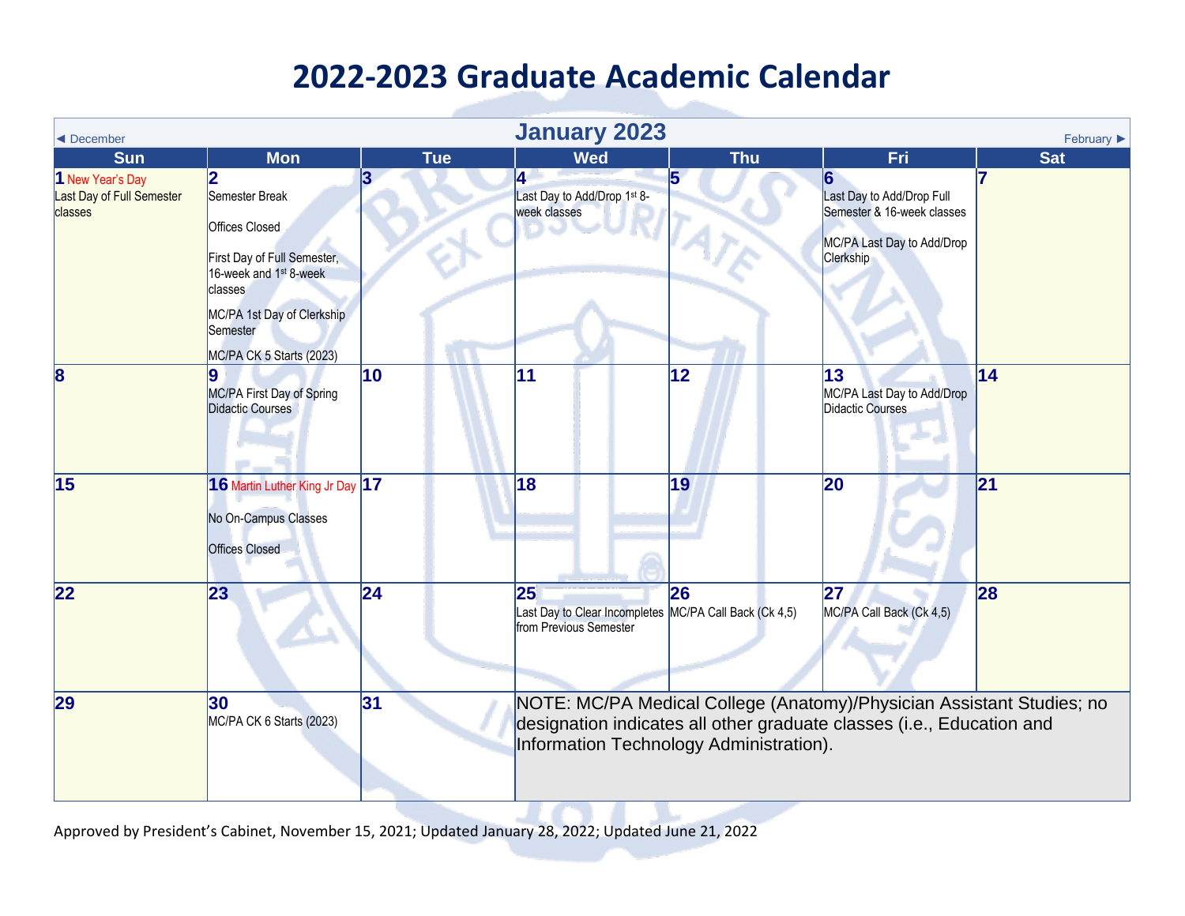# 2022-2023 Graduate Academic Calendar

## January 2023

◄ December | February ►

| Sun | Mon | Tue | Wed | Thu | Fri | Sat |
|---|---|---|---|---|---|---|
| **1** New Year's Day<br>Last Day of Full Semester classes | **2**<br>Semester Break<br><br>Offices Closed<br><br>First Day of Full Semester, 16-week and 1st 8-week classes<br><br>MC/PA 1st Day of Clerkship Semester<br><br>MC/PA CK 5 Starts (2023) | **3** | **4**<br>Last Day to Add/Drop 1st 8-week classes | **5** | **6**<br>Last Day to Add/Drop Full Semester & 16-week classes<br><br>MC/PA Last Day to Add/Drop Clerkship | **7** |
| **8** | **9**<br>MC/PA First Day of Spring Didactic Courses | **10** | **11** | **12** | **13**<br>MC/PA Last Day to Add/Drop Didactic Courses | **14** |
| **15** | **16** Martin Luther King Jr Day<br><br>No On-Campus Classes<br><br>Offices Closed | **17** | **18** | **19** | **20** | **21** |
| **22** | **23** | **24** | **25**<br>Last Day to Clear Incompletes from Previous Semester | **26**<br>MC/PA Call Back (Ck 4,5) | **27**<br>MC/PA Call Back (Ck 4,5) | **28** |
| **29** | **30**<br>MC/PA CK 6 Starts (2023) | **31** | NOTE: MC/PA Medical College (Anatomy)/Physician Assistant Studies; no designation indicates all other graduate classes (i.e., Education and Information Technology Administration). | | | |

Approved by President's Cabinet, November 15, 2021; Updated January 28, 2022; Updated June 21, 2022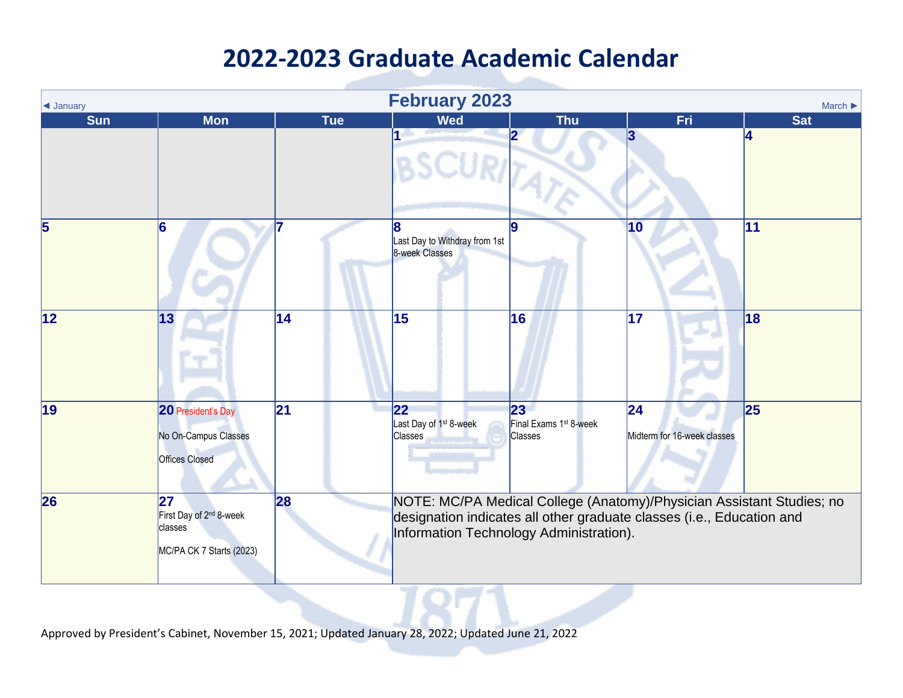# 2022-2023 Graduate Academic Calendar

## February 2023

◄ January | March ►

| Sun | Mon | Tue | Wed | Thu | Fri | Sat |
|---|---|---|---|---|---|---|
| | | | 1 | 2 | 3 | 4 |
| 5 | 6 | 7 | 8 Last Day to Withdraw from 1st 8-week Classes | 9 | 10 | 11 |
| 12 | 13 | 14 | 15 | 16 | 17 | 18 |
| 19 | 20 President's Day<br>No On-Campus Classes<br>Offices Closed | 21 | 22 Last Day of 1st 8-week Classes | 23 Final Exams 1st 8-week Classes | 24 Midterm for 16-week classes | 25 |
| 26 | 27 First Day of 2nd 8-week classes<br>MC/PA CK 7 Starts (2023) | 28 | NOTE: MC/PA Medical College (Anatomy)/Physician Assistant Studies; no designation indicates all other graduate classes (i.e., Education and Information Technology Administration). | | | |

Approved by President's Cabinet, November 15, 2021; Updated January 28, 2022; Updated June 21, 2022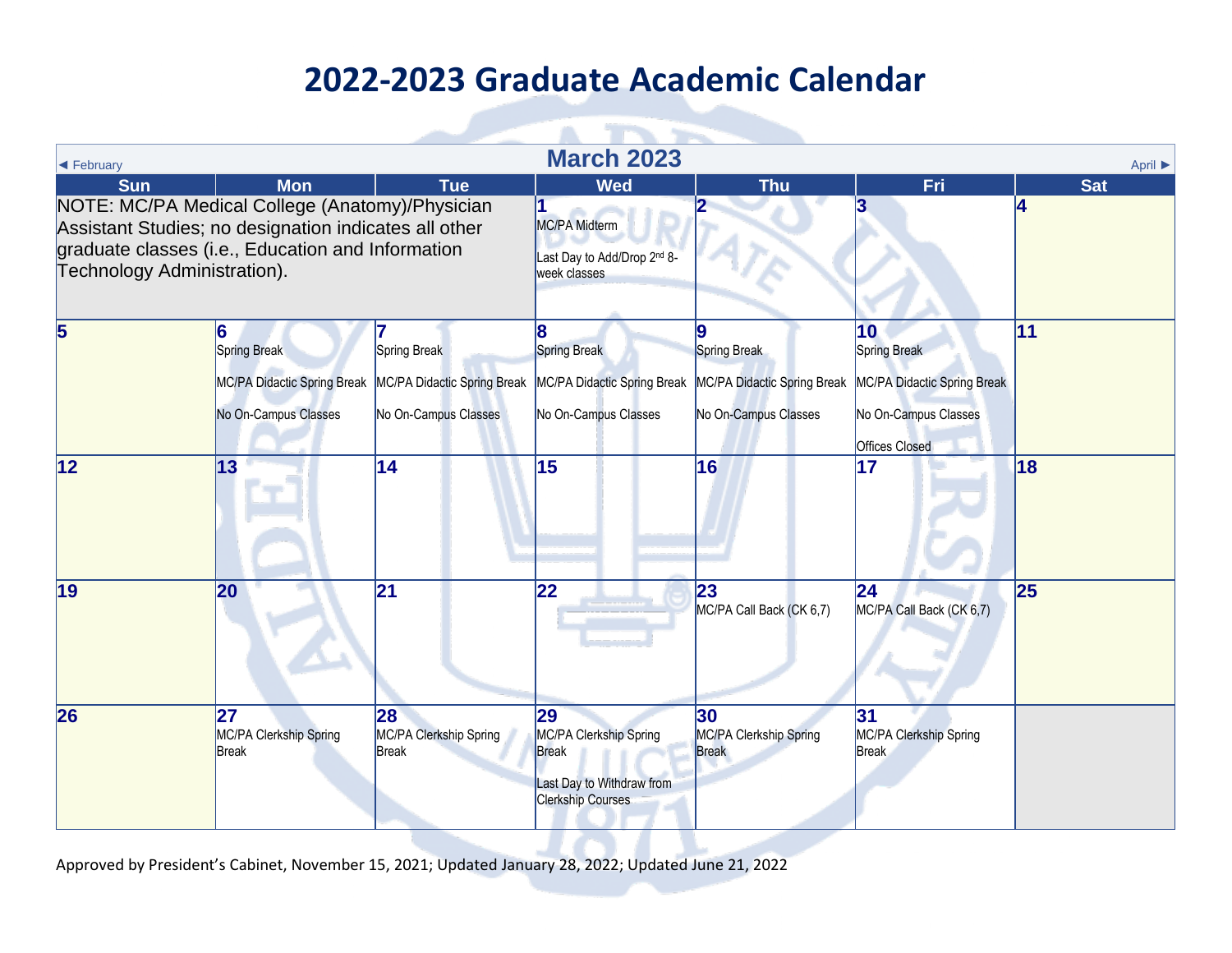# 2022-2023 Graduate Academic Calendar

◄ February | **March 2023** | April ►

| Sun | Mon | Tue | Wed | Thu | Fri | Sat |
|---|---|---|---|---|---|---|
| NOTE: MC/PA Medical College (Anatomy)/Physician Assistant Studies; no designation indicates all other graduate classes (i.e., Education and Information Technology Administration). | | | **1** MC/PA Midterm<br>Last Day to Add/Drop 2nd 8-week classes | **2** | **3** | **4** |
| **5** | **6** Spring Break<br>MC/PA Didactic Spring Break<br>No On-Campus Classes | **7** Spring Break<br>MC/PA Didactic Spring Break<br>No On-Campus Classes | **8** Spring Break<br>MC/PA Didactic Spring Break<br>No On-Campus Classes | **9** Spring Break<br>MC/PA Didactic Spring Break<br>No On-Campus Classes | **10** Spring Break<br>MC/PA Didactic Spring Break<br>No On-Campus Classes<br>Offices Closed | **11** |
| **12** | **13** | **14** | **15** | **16** | **17** | **18** |
| **19** | **20** | **21** | **22** | **23** MC/PA Call Back (CK 6,7) | **24** MC/PA Call Back (CK 6,7) | **25** |
| **26** | **27** MC/PA Clerkship Spring Break | **28** MC/PA Clerkship Spring Break | **29** MC/PA Clerkship Spring Break<br>Last Day to Withdraw from Clerkship Courses | **30** MC/PA Clerkship Spring Break | **31** MC/PA Clerkship Spring Break | |

Approved by President's Cabinet, November 15, 2021; Updated January 28, 2022; Updated June 21, 2022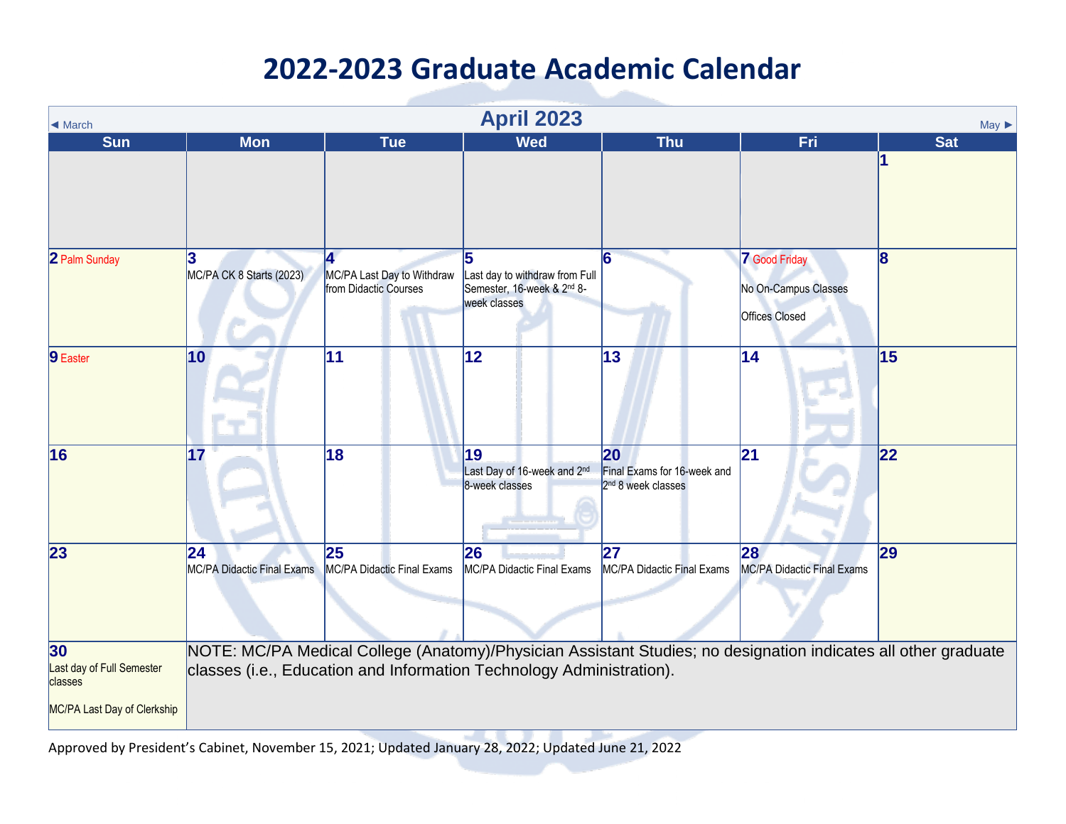# 2022-2023 Graduate Academic Calendar

## April 2023

◄ March | May ►

| Sun | Mon | Tue | Wed | Thu | Fri | Sat |
|---|---|---|---|---|---|---|
| | | | | | | 1 |
| 2 Palm Sunday | 3 MC/PA CK 8 Starts (2023) | 4 MC/PA Last Day to Withdraw from Didactic Courses | 5 Last day to withdraw from Full Semester, 16-week & 2nd 8-week classes | 6 | 7 Good Friday<br>No On-Campus Classes<br>Offices Closed | 8 |
| 9 Easter | 10 | 11 | 12 | 13 | 14 | 15 |
| 16 | 17 | 18 | 19 Last Day of 16-week and 2nd 8-week classes | 20 Final Exams for 16-week and 2nd 8 week classes | 21 | 22 |
| 23 | 24 MC/PA Didactic Final Exams | 25 MC/PA Didactic Final Exams | 26 MC/PA Didactic Final Exams | 27 MC/PA Didactic Final Exams | 28 MC/PA Didactic Final Exams | 29 |
| 30 Last day of Full Semester classes<br>MC/PA Last Day of Clerkship | NOTE: MC/PA Medical College (Anatomy)/Physician Assistant Studies; no designation indicates all other graduate classes (i.e., Education and Information Technology Administration). | | | | | |

Approved by President's Cabinet, November 15, 2021; Updated January 28, 2022; Updated June 21, 2022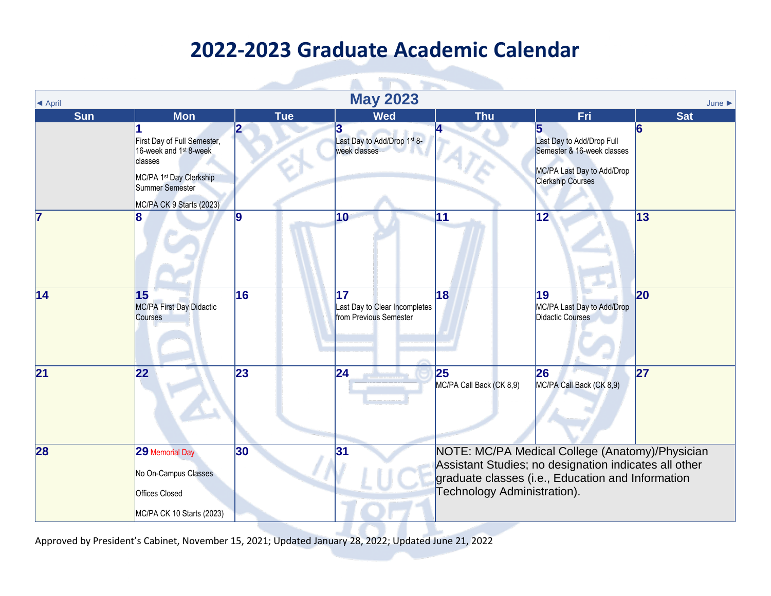# 2022-2023 Graduate Academic Calendar

◄ April | **May 2023** | June ►

| Sun | Mon | Tue | Wed | Thu | Fri | Sat |
|---|---|---|---|---|---|---|
| | **1** First Day of Full Semester, 16-week and 1st 8-week classes<br>MC/PA 1st Day Clerkship Summer Semester<br>MC/PA CK 9 Starts (2023) | **2** | **3** Last Day to Add/Drop 1st 8-week classes | **4** | **5** Last Day to Add/Drop Full Semester & 16-week classes<br>MC/PA Last Day to Add/Drop Clerkship Courses | **6** |
| **7** | **8** | **9** | **10** | **11** | **12** | **13** |
| **14** | **15** MC/PA First Day Didactic Courses | **16** | **17** Last Day to Clear Incompletes from Previous Semester | **18** | **19** MC/PA Last Day to Add/Drop Didactic Courses | **20** |
| **21** | **22** | **23** | **24** | **25** MC/PA Call Back (CK 8,9) | **26** MC/PA Call Back (CK 8,9) | **27** |
| **28** | **29** Memorial Day<br>No On-Campus Classes<br>Offices Closed<br>MC/PA CK 10 Starts (2023) | **30** | **31** | NOTE: MC/PA Medical College (Anatomy)/Physician Assistant Studies; no designation indicates all other graduate classes (i.e., Education and Information Technology Administration). | | |

Approved by President's Cabinet, November 15, 2021; Updated January 28, 2022; Updated June 21, 2022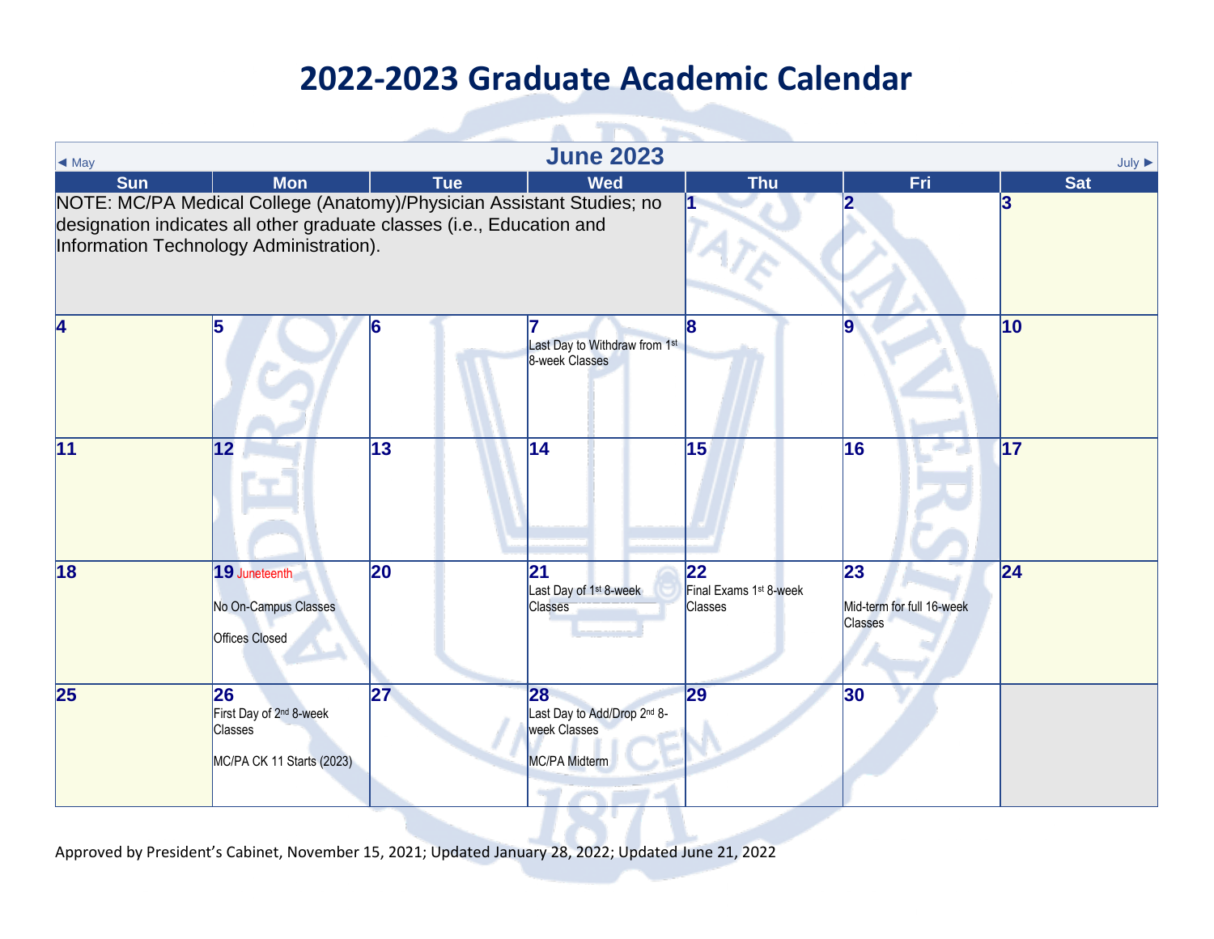# 2022-2023 Graduate Academic Calendar

◄ May | **June 2023** | July ►

| Sun | Mon | Tue | Wed | Thu | Fri | Sat |
|---|---|---|---|---|---|---|
| NOTE: MC/PA Medical College (Anatomy)/Physician Assistant Studies; no designation indicates all other graduate classes (i.e., Education and Information Technology Administration). | | | | **1** | **2** | **3** |
| **4** | **5** | **6** | **7** Last Day to Withdraw from 1st 8-week Classes | **8** | **9** | **10** |
| **11** | **12** | **13** | **14** | **15** | **16** | **17** |
| **18** | **19** Juneteenth<br>No On-Campus Classes<br>Offices Closed | **20** | **21** Last Day of 1st 8-week Classes | **22** Final Exams 1st 8-week Classes | **23** Mid-term for full 16-week Classes | **24** |
| **25** | **26** First Day of 2nd 8-week Classes<br>MC/PA CK 11 Starts (2023) | **27** | **28** Last Day to Add/Drop 2nd 8-week Classes<br>MC/PA Midterm | **29** | **30** | |

Approved by President's Cabinet, November 15, 2021; Updated January 28, 2022; Updated June 21, 2022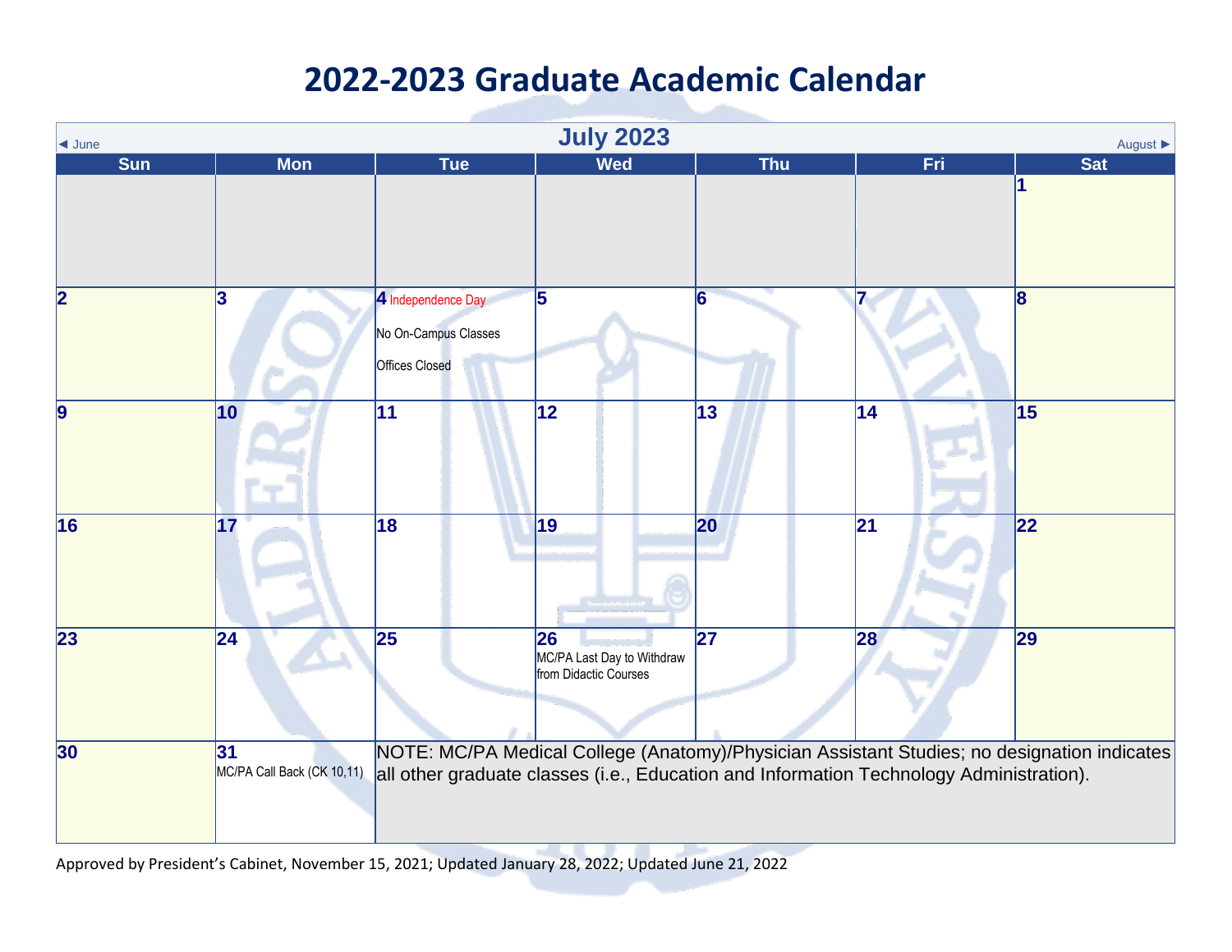# 2022-2023 Graduate Academic Calendar

◄ June | **July 2023** | August ►

| Sun | Mon | Tue | Wed | Thu | Fri | Sat |
|---|---|---|---|---|---|---|
| | | | | | | 1 |
| 2 | 3 | 4 Independence Day<br>No On-Campus Classes<br>Offices Closed | 5 | 6 | 7 | 8 |
| 9 | 10 | 11 | 12 | 13 | 14 | 15 |
| 16 | 17 | 18 | 19 | 20 | 21 | 22 |
| 23 | 24 | 25 | 26 MC/PA Last Day to Withdraw from Didactic Courses | 27 | 28 | 29 |
| 30 | 31 MC/PA Call Back (CK 10,11) | NOTE: MC/PA Medical College (Anatomy)/Physician Assistant Studies; no designation indicates all other graduate classes (i.e., Education and Information Technology Administration). | | | | |

Approved by President's Cabinet, November 15, 2021; Updated January 28, 2022; Updated June 21, 2022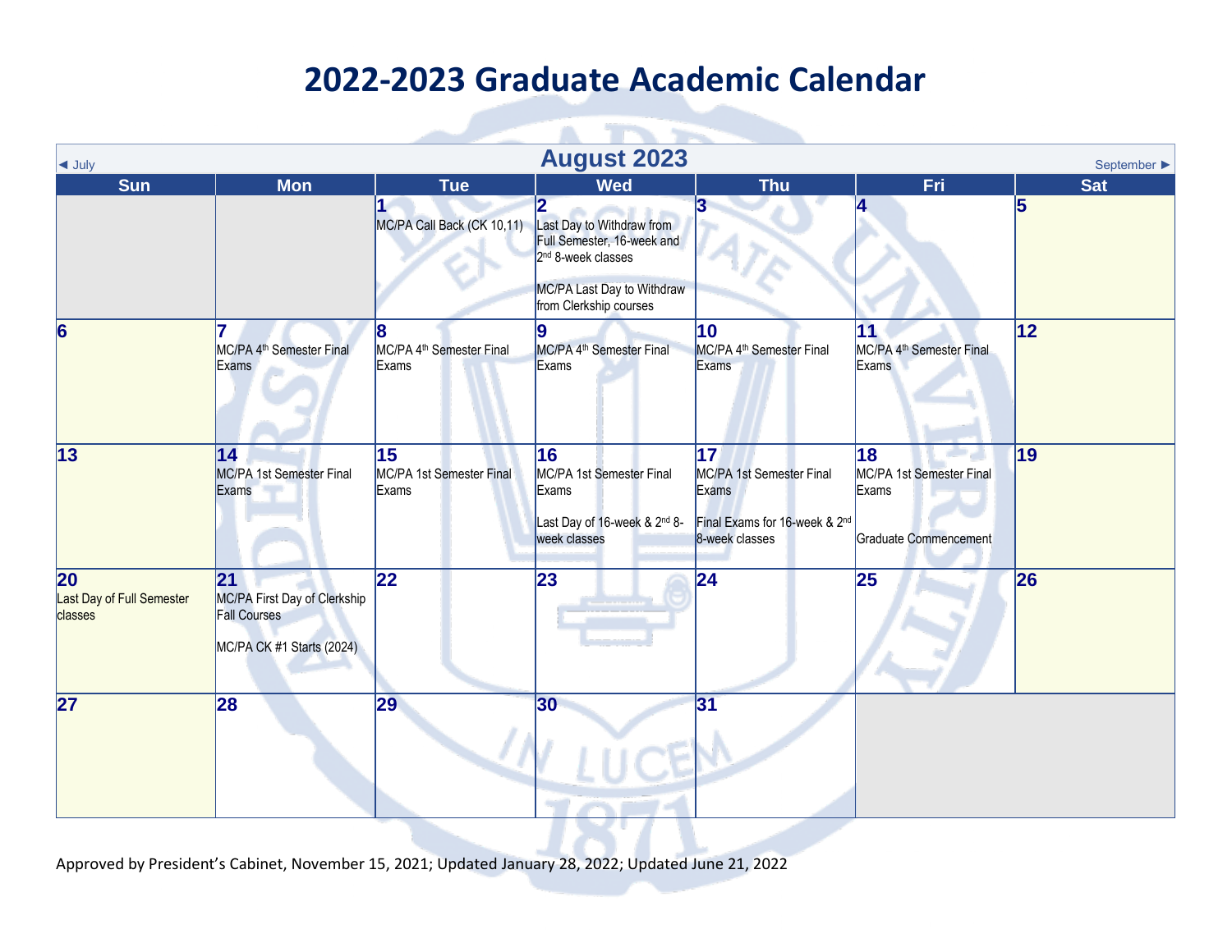# 2022-2023 Graduate Academic Calendar

◄ July | **August 2023** | September ►

| Sun | Mon | Tue | Wed | Thu | Fri | Sat |
| --- | --- | --- | --- | --- | --- | --- |
| | | **1** MC/PA Call Back (CK 10,11) | **2** Last Day to Withdraw from Full Semester, 16-week and 2nd 8-week classes<br><br>MC/PA Last Day to Withdraw from Clerkship courses | **3** | **4** | **5** |
| **6** | **7** MC/PA 4th Semester Final Exams | **8** MC/PA 4th Semester Final Exams | **9** MC/PA 4th Semester Final Exams | **10** MC/PA 4th Semester Final Exams | **11** MC/PA 4th Semester Final Exams | **12** |
| **13** | **14** MC/PA 1st Semester Final Exams | **15** MC/PA 1st Semester Final Exams | **16** MC/PA 1st Semester Final Exams<br><br>Last Day of 16-week & 2nd 8-week classes | **17** MC/PA 1st Semester Final Exams<br><br>Final Exams for 16-week & 2nd 8-week classes | **18** MC/PA 1st Semester Final Exams<br><br>Graduate Commencement | **19** |
| **20** Last Day of Full Semester classes | **21** MC/PA First Day of Clerkship Fall Courses<br><br>MC/PA CK #1 Starts (2024) | **22** | **23** | **24** | **25** | **26** |
| **27** | **28** | **29** | **30** | **31** | | |

Approved by President's Cabinet, November 15, 2021; Updated January 28, 2022; Updated June 21, 2022